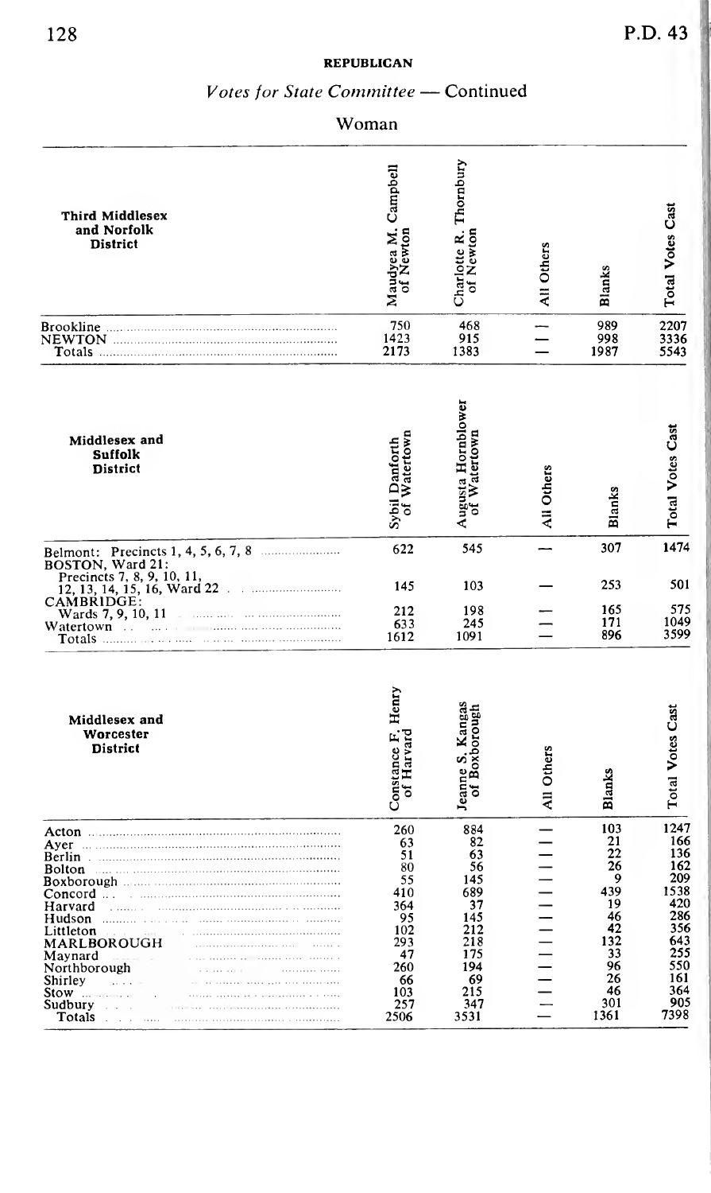**REPUBLICAN**

*Votes for State Committee* — Continued

Woman

| Third Middlesex and Norfolk District | Maudyea M. Campbell of Newton | Charlotte R. Thornbury of Newton | All Others | Blanks | Total Votes Cast |
|---|---|---|---|---|---|
| Brookline | 750 | 468 | — | 989 | 2207 |
| NEWTON | 1423 | 915 | — | 998 | 3336 |
| Totals | 2173 | 1383 | — | 1987 | 5543 |

| Middlesex and Suffolk District | Sybil Danforth of Watertown | Augusta Hornblower of Watertown | All Others | Blanks | Total Votes Cast |
|---|---|---|---|---|---|
| Belmont: Precincts 1, 4, 5, 6, 7, 8 | 622 | 545 | — | 307 | 1474 |
| BOSTON, Ward 21: Precincts 7, 8, 9, 10, 11, 12, 13, 14, 15, 16, Ward 22 | 145 | 103 | — | 253 | 501 |
| CAMBRIDGE: Wards 7, 9, 10, 11 | 212 | 198 | — | 165 | 575 |
| Watertown | 633 | 245 | — | 171 | 1049 |
| Totals | 1612 | 1091 | — | 896 | 3599 |

| Middlesex and Worcester District | Constance F. Henry of Harvard | Jeanne S. Kangas of Boxborough | All Others | Blanks | Total Votes Cast |
|---|---|---|---|---|---|
| Acton | 260 | 884 | — | 103 | 1247 |
| Ayer | 63 | 82 | — | 21 | 166 |
| Berlin | 51 | 63 | — | 22 | 136 |
| Bolton | 80 | 56 | — | 26 | 162 |
| Boxborough | 55 | 145 | — | 9 | 209 |
| Concord | 410 | 689 | — | 439 | 1538 |
| Harvard | 364 | 37 | — | 19 | 420 |
| Hudson | 95 | 145 | — | 46 | 286 |
| Littleton | 102 | 212 | — | 42 | 356 |
| MARLBOROUGH | 293 | 218 | — | 132 | 643 |
| Maynard | 47 | 175 | — | 33 | 255 |
| Northborough | 260 | 194 | — | 96 | 550 |
| Shirley | 66 | 69 | — | 26 | 161 |
| Stow | 103 | 215 | — | 46 | 364 |
| Sudbury | 257 | 347 | — | 301 | 905 |
| Totals | 2506 | 3531 | — | 1361 | 7398 |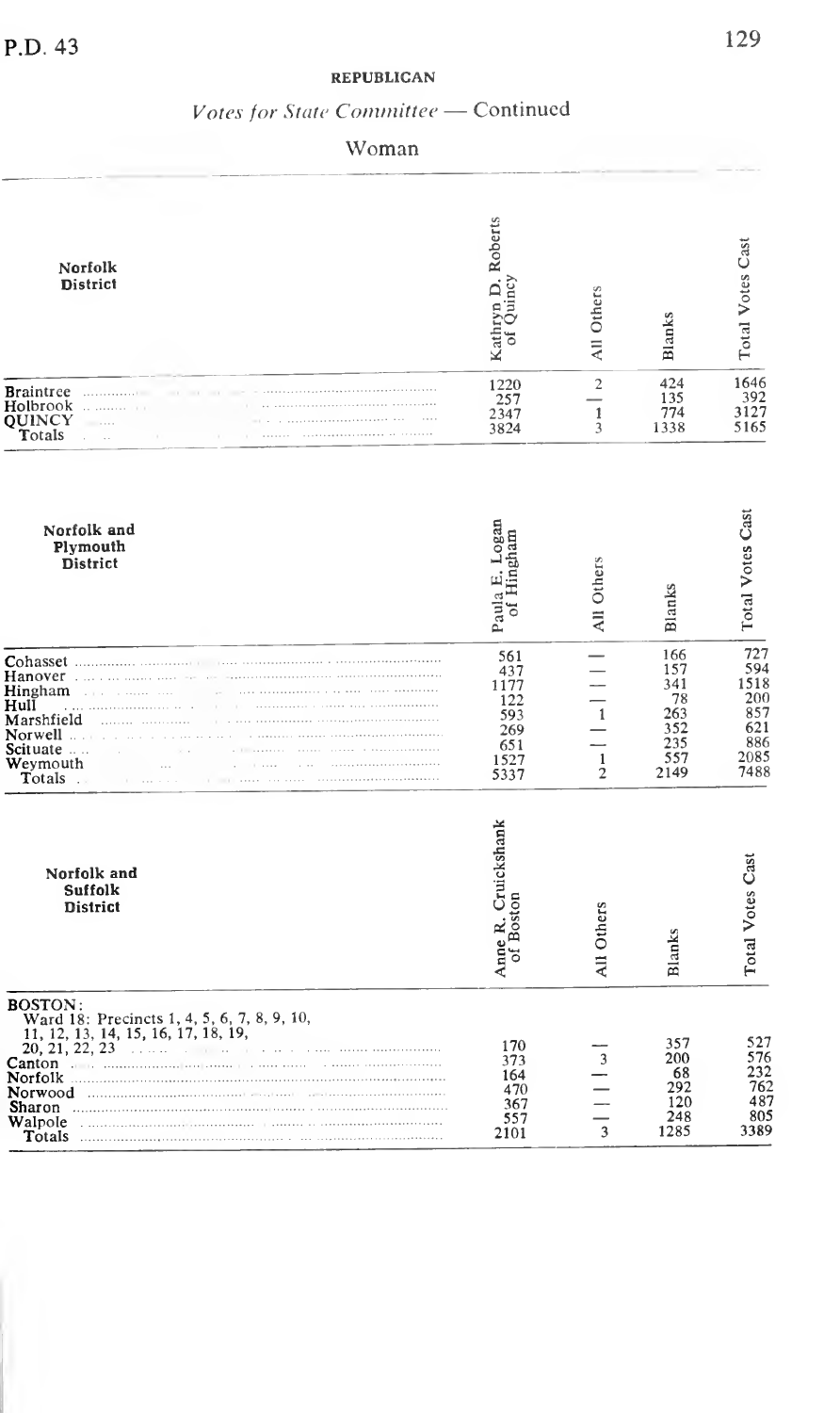P.D. 43

## REPUBLICAN

### *Votes for State Committee* — Continued

### Woman

| Norfolk District | Kathryn D. Roberts of Quincy | All Others | Blanks | Total Votes Cast |
|---|---|---|---|---|
| Braintree | 1220 | 2 | 424 | 1646 |
| Holbrook | 257 | — | 135 | 392 |
| QUINCY | 2347 | 1 | 774 | 3127 |
| Totals | 3824 | 3 | 1338 | 5165 |

| Norfolk and Plymouth District | Paula E. Logan of Hingham | All Others | Blanks | Total Votes Cast |
|---|---|---|---|---|
| Cohasset | 561 | — | 166 | 727 |
| Hanover | 437 | — | 157 | 594 |
| Hingham | 1177 | — | 341 | 1518 |
| Hull | 122 | — | 78 | 200 |
| Marshfield | 593 | 1 | 263 | 857 |
| Norwell | 269 | — | 352 | 621 |
| Scituate | 651 | — | 235 | 886 |
| Weymouth | 1527 | 1 | 557 | 2085 |
| Totals | 5337 | 2 | 2149 | 7488 |

| Norfolk and Suffolk District | Anne R. Cruickshank of Boston | All Others | Blanks | Total Votes Cast |
|---|---|---|---|---|
| BOSTON: Ward 18: Precincts 1, 4, 5, 6, 7, 8, 9, 10, 11, 12, 13, 14, 15, 16, 17, 18, 19, 20, 21, 22, 23 | 170 | — | 357 | 527 |
| Canton | 373 | 3 | 200 | 576 |
| Norfolk | 164 | — | 68 | 232 |
| Norwood | 470 | — | 292 | 762 |
| Sharon | 367 | — | 120 | 487 |
| Walpole | 557 | — | 248 | 805 |
| Totals | 2101 | 3 | 1285 | 3389 |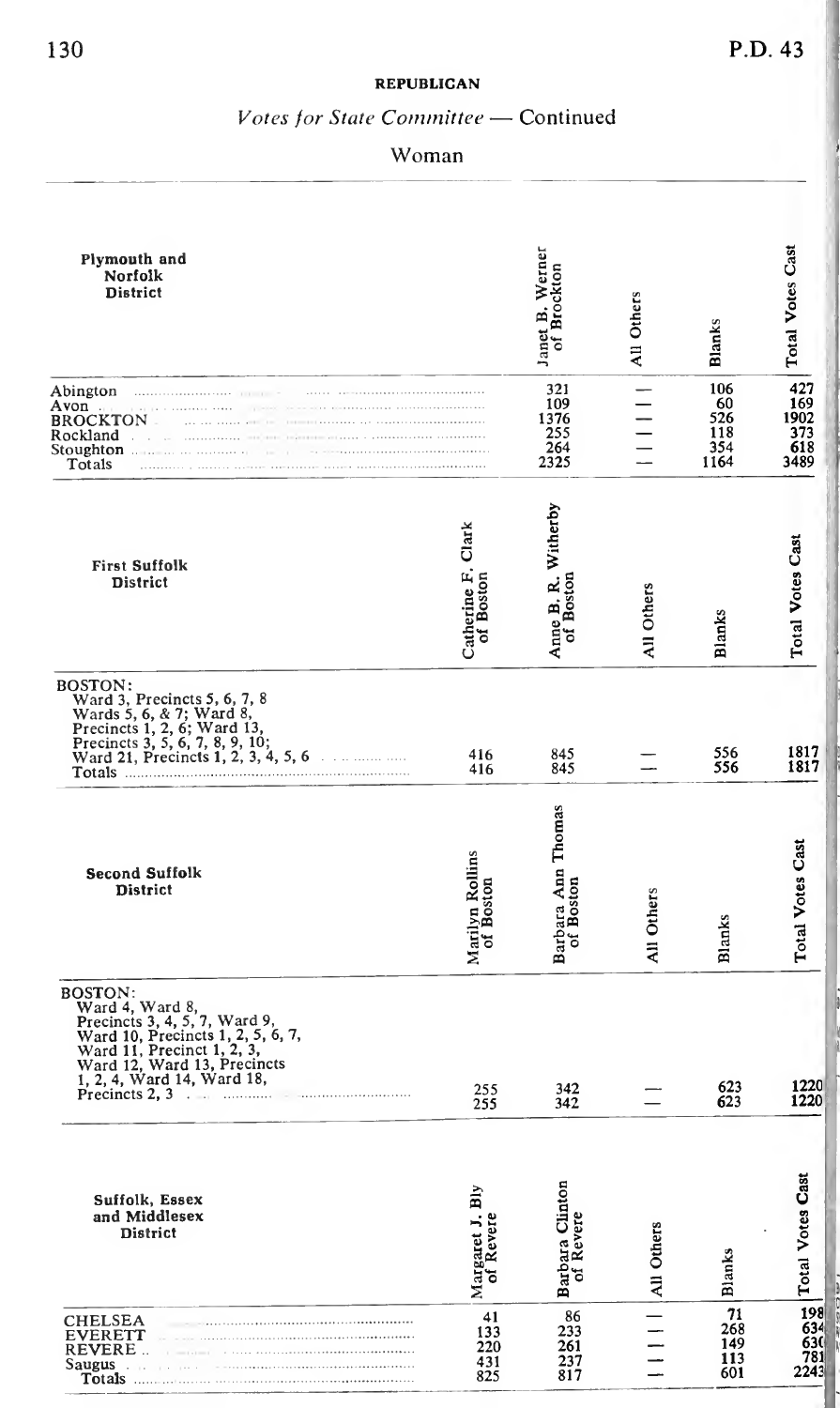**REPUBLICAN**

*Votes for State Committee* — Continued

Woman

| Plymouth and Norfolk District | Janet B. Werner of Brockton | All Others | Blanks | Total Votes Cast |
|---|---|---|---|---|
| Abington | 321 | — | 106 | 427 |
| Avon | 109 | — | 60 | 169 |
| BROCKTON | 1376 | — | 526 | 1902 |
| Rockland | 255 | — | 118 | 373 |
| Stoughton | 264 | — | 354 | 618 |
| Totals | 2325 | — | 1164 | 3489 |

| First Suffolk District | Catherine F. Clark of Boston | Anne B. R. Witherby of Boston | All Others | Blanks | Total Votes Cast |
|---|---|---|---|---|---|
| BOSTON: Ward 3, Precincts 5, 6, 7, 8 Wards 5, 6, & 7; Ward 8, Precincts 1, 2, 6; Ward 13, Precincts 3, 5, 6, 7, 8, 9, 10; Ward 21, Precincts 1, 2, 3, 4, 5, 6 | 416 | 845 | — | 556 | 1817 |
| Totals | 416 | 845 | — | 556 | 1817 |

| Second Suffolk District | Marilyn Rollins of Boston | Barbara Ann Thomas of Boston | All Others | Blanks | Total Votes Cast |
|---|---|---|---|---|---|
| BOSTON: Ward 4, Ward 8, Precincts 3, 4, 5, 7, Ward 9, Ward 10, Precincts 1, 2, 5, 6, 7, Ward 11, Precinct 1, 2, 3, Ward 12, Ward 13, Precincts 1, 2, 4, Ward 14, Ward 18, Precincts 2, 3 | 255 | 342 | — | 623 | 1220 |
| Totals | 255 | 342 | — | 623 | 1220 |

| Suffolk, Essex and Middlesex District | Margaret J. Bly of Revere | Barbara Clinton of Revere | All Others | Blanks | Total Votes Cast |
|---|---|---|---|---|---|
| CHELSEA | 41 | 86 | — | 71 | 198 |
| EVERETT | 133 | 233 | — | 268 | 634 |
| REVERE | 220 | 261 | — | 149 | 630 |
| Saugus | 431 | 237 | — | 113 | 781 |
| Totals | 825 | 817 | — | 601 | 2243 |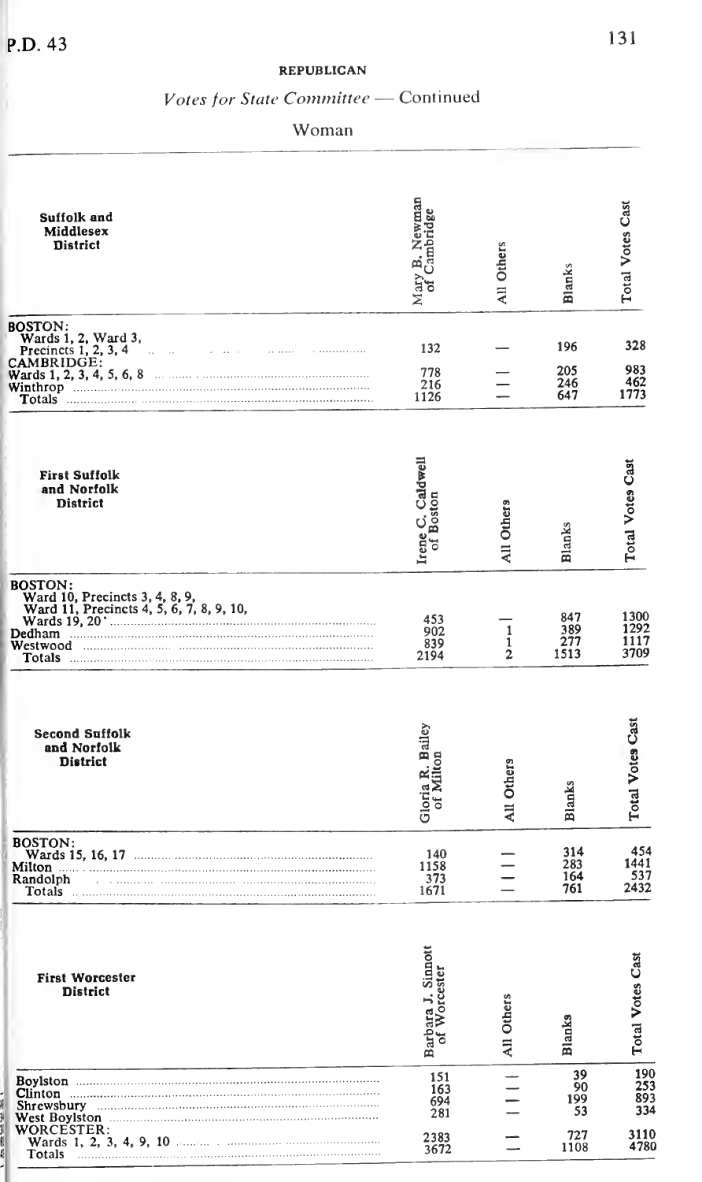## REPUBLICAN

### *Votes for State Committee* — Continued

#### Woman

| Suffolk and Middlesex District | Mary B. Newman of Cambridge | All Others | Blanks | Total Votes Cast |
|---|---|---|---|---|
| BOSTON: Wards 1, 2, Ward 3, Precincts 1, 2, 3, 4 | 132 | — | 196 | 328 |
| CAMBRIDGE: Wards 1, 2, 3, 4, 5, 6, 8 | 778 | — | 205 | 983 |
| Winthrop | 216 | — | 246 | 462 |
| Totals | 1126 | — | 647 | 1773 |

| First Suffolk and Norfolk District | Irene C. Caldwell of Boston | All Others | Blanks | Total Votes Cast |
|---|---|---|---|---|
| BOSTON: Ward 10, Precincts 3, 4, 8, 9, Ward 11, Precincts 4, 5, 6, 7, 8, 9, 10, Wards 19, 20 | 453 | — | 847 | 1300 |
| Dedham | 902 | 1 | 389 | 1292 |
| Westwood | 839 | 1 | 277 | 1117 |
| Totals | 2194 | 2 | 1513 | 3709 |

| Second Suffolk and Norfolk District | Gloria R. Bailey of Milton | All Others | Blanks | Total Votes Cast |
|---|---|---|---|---|
| BOSTON: Wards 15, 16, 17 | 140 | — | 314 | 454 |
| Milton | 1158 | — | 283 | 1441 |
| Randolph | 373 | — | 164 | 537 |
| Totals | 1671 | — | 761 | 2432 |

| First Worcester District | Barbara J. Sinnott of Worcester | All Others | Blanks | Total Votes Cast |
|---|---|---|---|---|
| Boylston | 151 | — | 39 | 190 |
| Clinton | 163 | — | 90 | 253 |
| Shrewsbury | 694 | — | 199 | 893 |
| West Boylston | 281 | — | 53 | 334 |
| WORCESTER: Wards 1, 2, 3, 4, 9, 10 | 2383 | — | 727 | 3110 |
| Totals | 3672 | — | 1108 | 4780 |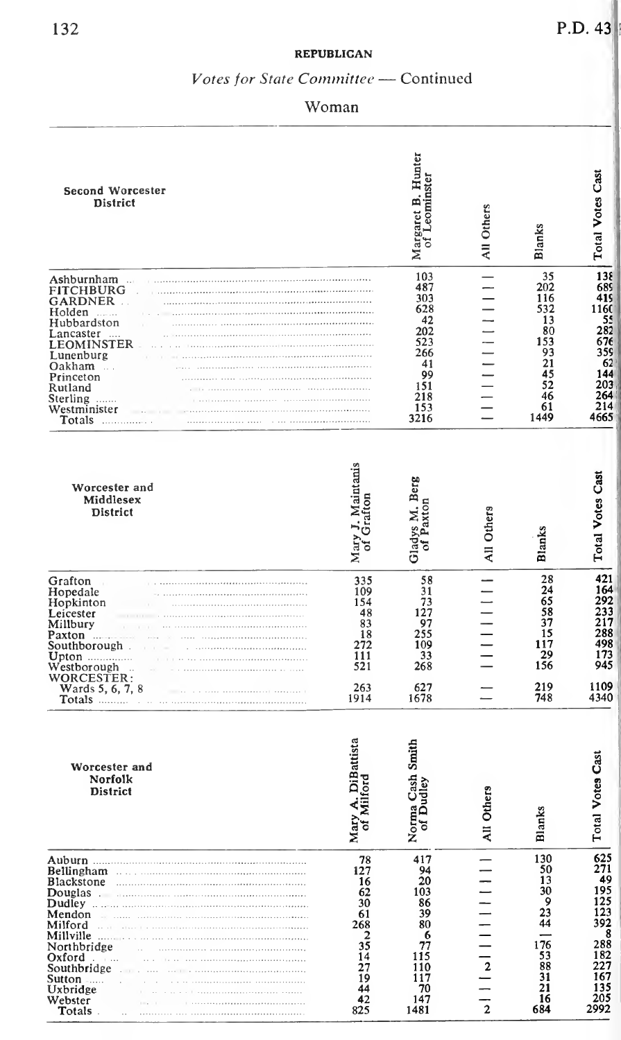**REPUBLICAN**

*Votes for State Committee — Continued*

Woman

| Second Worcester District | Margaret B. Hunter of Leominster | All Others | Blanks | Total Votes Cast |
|---|---|---|---|---|
| Ashburnham | 103 | — | 35 | 138 |
| FITCHBURG | 487 | — | 202 | 689 |
| GARDNER | 303 | — | 116 | 419 |
| Holden | 628 | — | 532 | 1160 |
| Hubbardston | 42 | — | 13 | 55 |
| Lancaster | 202 | — | 80 | 282 |
| LEOMINSTER | 523 | — | 153 | 676 |
| Lunenburg | 266 | — | 93 | 359 |
| Oakham | 41 | — | 21 | 62 |
| Princeton | 99 | — | 45 | 144 |
| Rutland | 151 | — | 52 | 203 |
| Sterling | 218 | — | 46 | 264 |
| Westminster | 153 | — | 61 | 214 |
| Totals | 3216 | — | 1449 | 4665 |

| Worcester and Middlesex District | Mary J. Maintanis of Grafton | Gladys M. Berg of Paxton | All Others | Blanks | Total Votes Cast |
|---|---|---|---|---|---|
| Grafton | 335 | 58 | — | 28 | 421 |
| Hopedale | 109 | 31 | — | 24 | 164 |
| Hopkinton | 154 | 73 | — | 65 | 292 |
| Leicester | 48 | 127 | — | 58 | 233 |
| Millbury | 83 | 97 | — | 37 | 217 |
| Paxton | 18 | 255 | — | 15 | 288 |
| Southborough | 272 | 109 | — | 117 | 498 |
| Upton | 111 | 33 | — | 29 | 173 |
| Westborough | 521 | 268 | — | 156 | 945 |
| WORCESTER: | | | | | |
| Wards 5, 6, 7, 8 | 263 | 627 | — | 219 | 1109 |
| Totals | 1914 | 1678 | — | 748 | 4340 |

| Worcester and Norfolk District | Mary A. DiBattista of Milford | Norma Cash Smith of Dudley | All Others | Blanks | Total Votes Cast |
|---|---|---|---|---|---|
| Auburn | 78 | 417 | — | 130 | 625 |
| Bellingham | 127 | 94 | — | 50 | 271 |
| Blackstone | 16 | 20 | — | 13 | 49 |
| Douglas | 62 | 103 | — | 30 | 195 |
| Dudley | 30 | 86 | — | 9 | 125 |
| Mendon | 61 | 39 | — | 23 | 123 |
| Milford | 268 | 80 | — | 44 | 392 |
| Millville | 2 | 6 | — | — | 8 |
| Northbridge | 35 | 77 | — | 176 | 288 |
| Oxford | 14 | 115 | — | 53 | 182 |
| Southbridge | 27 | 110 | 2 | 88 | 227 |
| Sutton | 19 | 117 | — | 31 | 167 |
| Uxbridge | 44 | 70 | — | 21 | 135 |
| Webster | 42 | 147 | — | 16 | 205 |
| Totals | 825 | 1481 | 2 | 684 | 2992 |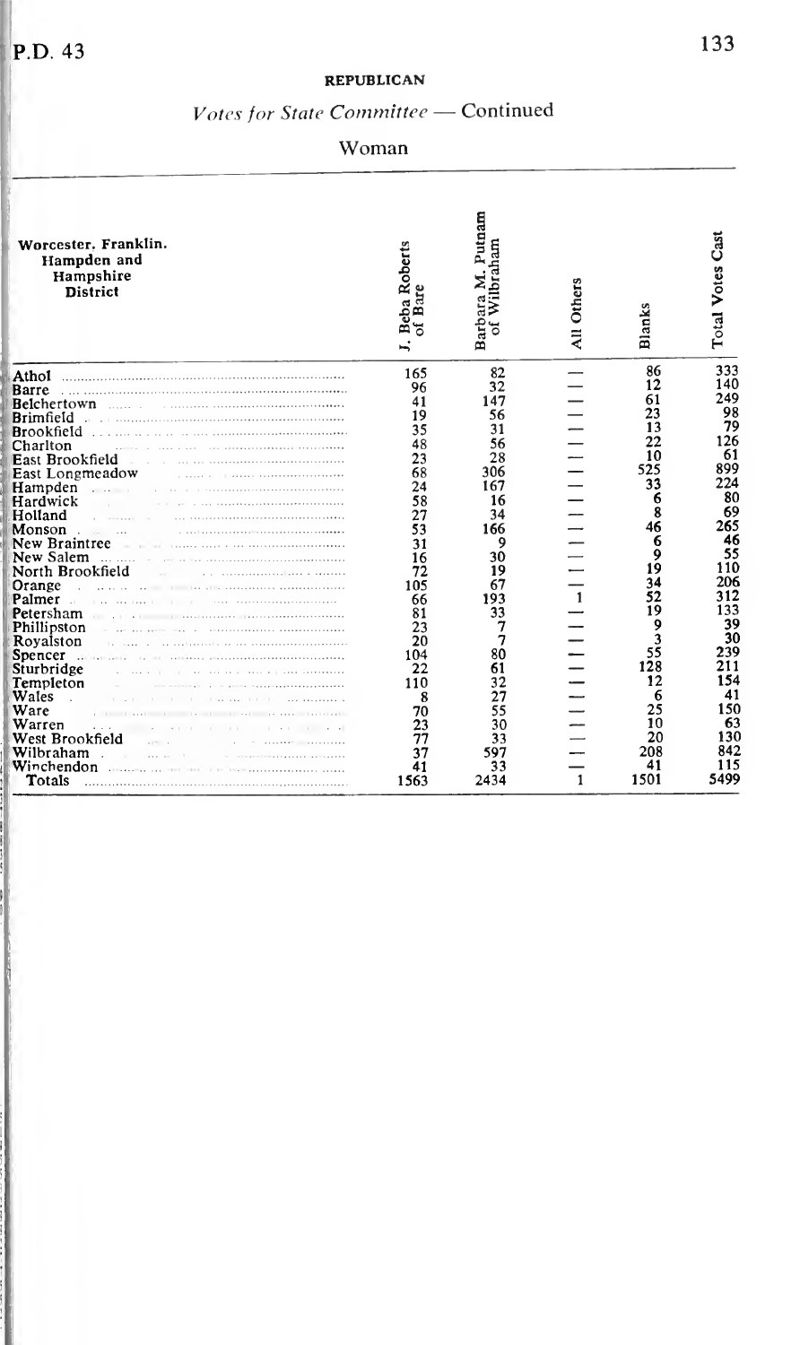## REPUBLICAN

### *Votes for State Committee* — Continued

### Woman

| Worcester. Franklin. Hampden and Hampshire District | J. Beba Roberts of Bare | Barbara M. Putnam of Wilbraham | All Others | Blanks | Total Votes Cast |
|---|---|---|---|---|---|
| Athol | 165 | 82 | — | 86 | 333 |
| Barre | 96 | 32 | — | 12 | 140 |
| Belchertown | 41 | 147 | — | 61 | 249 |
| Brimfield | 19 | 56 | — | 23 | 98 |
| Brookfield | 35 | 31 | — | 13 | 79 |
| Charlton | 48 | 56 | — | 22 | 126 |
| East Brookfield | 23 | 28 | — | 10 | 61 |
| East Longmeadow | 68 | 306 | — | 525 | 899 |
| Hampden | 24 | 167 | — | 33 | 224 |
| Hardwick | 58 | 16 | — | 6 | 80 |
| Holland | 27 | 34 | — | 8 | 69 |
| Monson | 53 | 166 | — | 46 | 265 |
| New Braintree | 31 | 9 | — | 6 | 46 |
| New Salem | 16 | 30 | — | 9 | 55 |
| North Brookfield | 72 | 19 | — | 19 | 110 |
| Orange | 105 | 67 | — | 34 | 206 |
| Palmer | 66 | 193 | 1 | 52 | 312 |
| Petersham | 81 | 33 | — | 19 | 133 |
| Phillipston | 23 | 7 | — | 9 | 39 |
| Royalston | 20 | 7 | — | 3 | 30 |
| Spencer | 104 | 80 | — | 55 | 239 |
| Sturbridge | 22 | 61 | — | 128 | 211 |
| Templeton | 110 | 32 | — | 12 | 154 |
| Wales | 8 | 27 | — | 6 | 41 |
| Ware | 70 | 55 | — | 25 | 150 |
| Warren | 23 | 30 | — | 10 | 63 |
| West Brookfield | 77 | 33 | — | 20 | 130 |
| Wilbraham | 37 | 597 | — | 208 | 842 |
| Winchendon | 41 | 33 | — | 41 | 115 |
| Totals | 1563 | 2434 | 1 | 1501 | 5499 |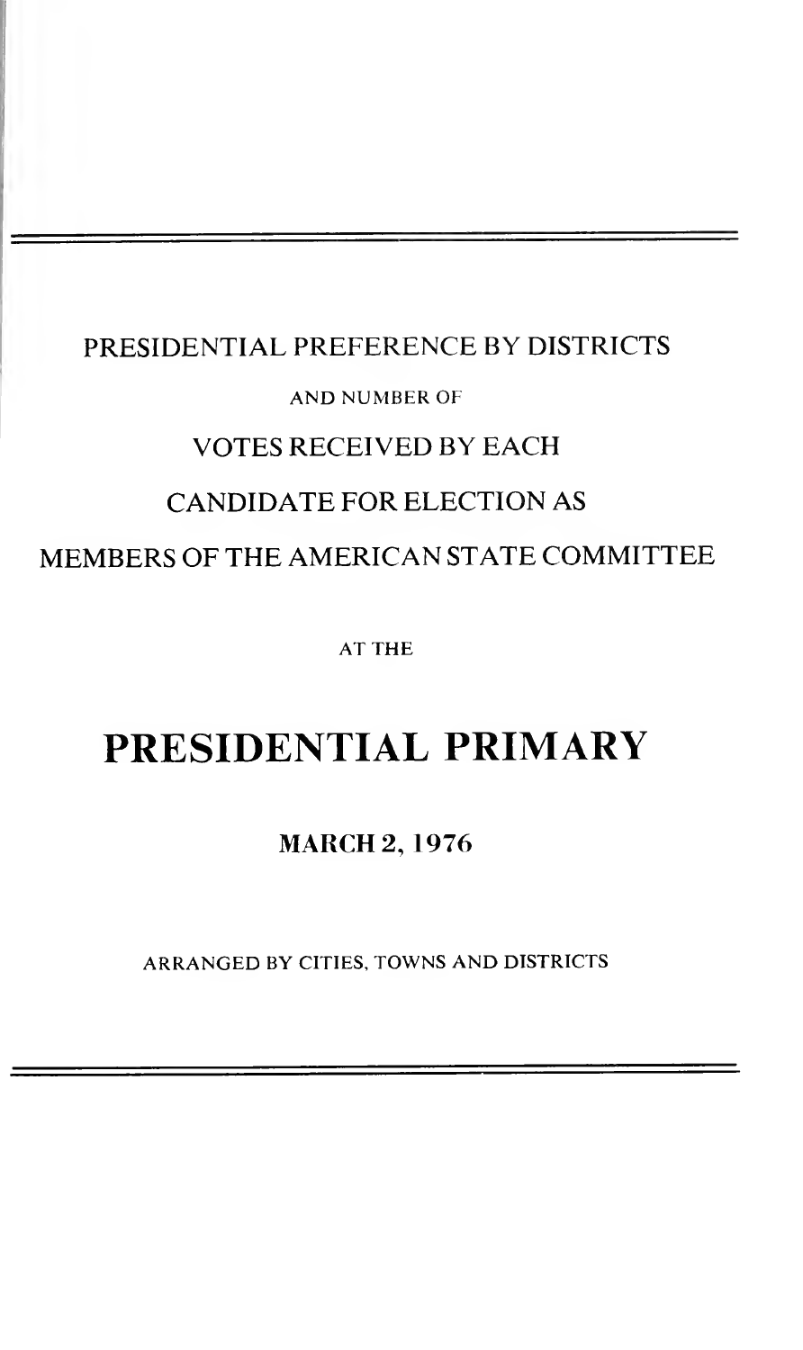PRESIDENTIAL PREFERENCE BY DISTRICTS

AND NUMBER OF

VOTES RECEIVED BY EACH

CANDIDATE FOR ELECTION AS

MEMBERS OF THE AMERICAN STATE COMMITTEE

AT THE

# PRESIDENTIAL PRIMARY

## MARCH 2, 1976

ARRANGED BY CITIES, TOWNS AND DISTRICTS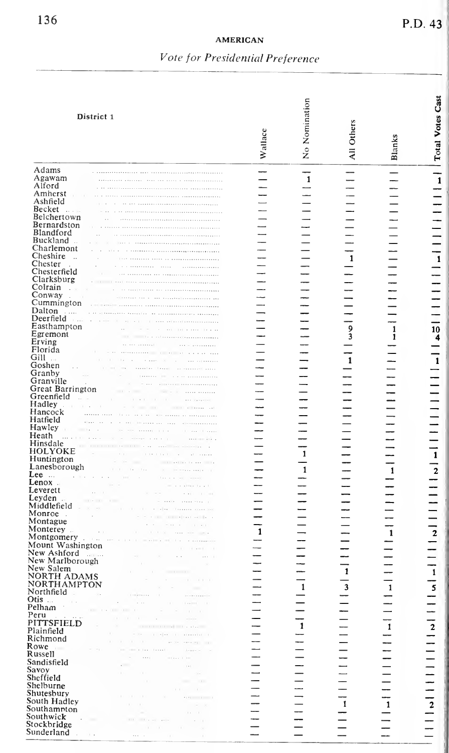**AMERICAN**

*Vote for Presidential Preference*

| District 1 | Wallace | No Nomination | All Others | Blanks | Total Votes Cast |
|---|---|---|---|---|---|
| Adams | — | — | — | — | — |
| Agawam | — | 1 | — | — | 1 |
| Alford | — | — | — | — | — |
| Amherst | — | — | — | — | — |
| Ashfield | — | — | — | — | — |
| Becket | — | — | — | — | — |
| Belchertown | — | — | — | — | — |
| Bernardston | — | — | — | — | — |
| Blandford | — | — | — | — | — |
| Buckland | — | — | — | — | — |
| Charlemont | — | — | — | — | — |
| Cheshire | — | — | 1 | — | 1 |
| Chester | — | — | — | — | — |
| Chesterfield | — | — | — | — | — |
| Clarksburg | — | — | — | — | — |
| Colrain | — | — | — | — | — |
| Conway | — | — | — | — | — |
| Cummington | — | — | — | — | — |
| Dalton | — | — | — | — | — |
| Deerfield | — | — | — | — | — |
| Easthampton | — | — | 9 | 1 | 10 |
| Egremont | — | — | 3 | 1 | 4 |
| Erving | — | — | — | — | — |
| Florida | — | — | — | — | — |
| Gill | — | — | 1 | — | 1 |
| Goshen | — | — | — | — | — |
| Granby | — | — | — | — | — |
| Granville | — | — | — | — | — |
| Great Barrington | — | — | — | — | — |
| Greenfield | — | — | — | — | — |
| Hadley | — | — | — | — | — |
| Hancock | — | — | — | — | — |
| Hatfield | — | — | — | — | — |
| Hawley | — | — | — | — | — |
| Heath | — | — | — | — | — |
| Hinsdale | — | — | — | — | — |
| HOLYOKE | — | 1 | — | — | 1 |
| Huntington | — | — | — | — | — |
| Lanesborough | — | 1 | — | 1 | 2 |
| Lee | — | — | — | — | — |
| Lenox | — | — | — | — | — |
| Leverett | — | — | — | — | — |
| Leyden | — | — | — | — | — |
| Middlefield | — | — | — | — | — |
| Monroe | — | — | — | — | — |
| Montague | — | — | — | — | — |
| Monterey | 1 | — | — | 1 | 2 |
| Montgomery | — | — | — | — | — |
| Mount Washington | — | — | — | — | — |
| New Ashford | — | — | — | — | — |
| New Marlborough | — | — | — | — | — |
| New Salem | — | — | — | — | — |
| NORTH ADAMS | — | — | 1 | — | 1 |
| NORTHAMPTON | — | 1 | 3 | 1 | 5 |
| Northfield | — | — | — | — | — |
| Otis | — | — | — | — | — |
| Pelham | — | — | — | — | — |
| Peru | — | — | — | — | — |
| PITTSFIELD | — | 1 | — | 1 | 2 |
| Plainfield | — | — | — | — | — |
| Richmond | — | — | — | — | — |
| Rowe | — | — | — | — | — |
| Russell | — | — | — | — | — |
| Sandisfield | — | — | — | — | — |
| Savoy | — | — | — | — | — |
| Sheffield | — | — | — | — | — |
| Shelburne | — | — | — | — | — |
| Shutesbury | — | — | — | — | — |
| South Hadley | — | — | 1 | 1 | 2 |
| Southampton | — | — | — | — | — |
| Southwick | — | — | — | — | — |
| Stockbridge | — | — | — | — | — |
| Sunderland | — | — | — | — | — |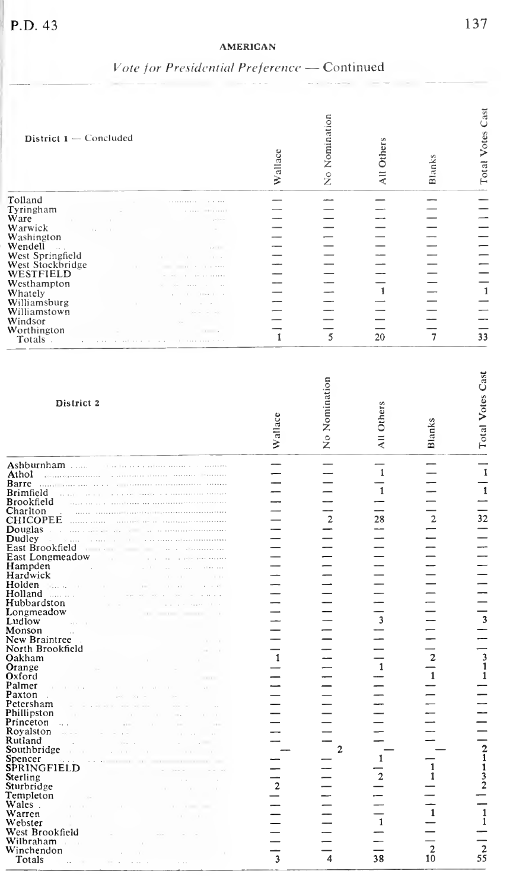**AMERICAN**

*Vote for Presidential Preference* — Continued

| District 1 — Concluded | Wallace | No Nomination | All Others | Blanks | Total Votes Cast |
|---|---|---|---|---|---|
| Tolland | — | — | — | — | — |
| Tyringham | — | — | — | — | — |
| Ware | — | — | — | — | — |
| Warwick | — | — | — | — | — |
| Washington | — | — | — | — | — |
| Wendell | — | — | — | — | — |
| West Springfield | — | — | — | — | — |
| West Stockbridge | — | — | — | — | — |
| WESTFIELD | — | — | — | — | — |
| Westhampton | — | — | — | — | — |
| Whately | — | — | 1 | — | 1 |
| Williamsburg | — | — | — | — | — |
| Williamstown | — | — | — | — | — |
| Windsor | — | — | — | — | — |
| Worthington | — | — | — | — | — |
| Totals | 1 | 5 | 20 | 7 | 33 |

| District 2 | Wallace | No Nomination | All Others | Blanks | Total Votes Cast |
|---|---|---|---|---|---|
| Ashburnham | — | — | — | — | — |
| Athol | — | — | 1 | — | 1 |
| Barre | — | — | — | — | — |
| Brimfield | — | — | 1 | — | 1 |
| Brookfield | — | — | — | — | — |
| Charlton | — | — | — | — | — |
| CHICOPEE | — | 2 | 28 | 2 | 32 |
| Douglas | — | — | — | — | — |
| Dudley | — | — | — | — | — |
| East Brookfield | — | — | — | — | — |
| East Longmeadow | — | — | — | — | — |
| Hampden | — | — | — | — | — |
| Hardwick | — | — | — | — | — |
| Holden | — | — | — | — | — |
| Holland | — | — | — | — | — |
| Hubbardston | — | — | — | — | — |
| Longmeadow | — | — | — | — | — |
| Ludlow | — | — | 3 | — | 3 |
| Monson | — | — | — | — | — |
| New Braintree | — | — | — | — | — |
| North Brookfield | — | — | — | — | — |
| Oakham | 1 | — | — | 2 | 3 |
| Orange | — | — | 1 | — | 1 |
| Oxford | — | — | — | 1 | 1 |
| Palmer | — | — | — | — | — |
| Paxton | — | — | — | — | — |
| Petersham | — | — | — | — | — |
| Phillipston | — | — | — | — | — |
| Princeton | — | — | — | — | — |
| Royalston | — | — | — | — | — |
| Rutland | — | — | — | — | — |
| Southbridge | — | 2 | — | — | 2 |
| Spencer | — | — | 1 | — | 1 |
| SPRINGFIELD | — | — | — | 1 | 1 |
| Sterling | — | — | 2 | 1 | 3 |
| Sturbridge | 2 | — | — | — | 2 |
| Templeton | — | — | — | — | — |
| Wales | — | — | — | — | — |
| Warren | — | — | — | 1 | 1 |
| Webster | — | — | 1 | — | 1 |
| West Brookfield | — | — | — | — | — |
| Wilbraham | — | — | — | — | — |
| Winchendon | — | — | — | 2 | 2 |
| Totals | 3 | 4 | 38 | 10 | 55 |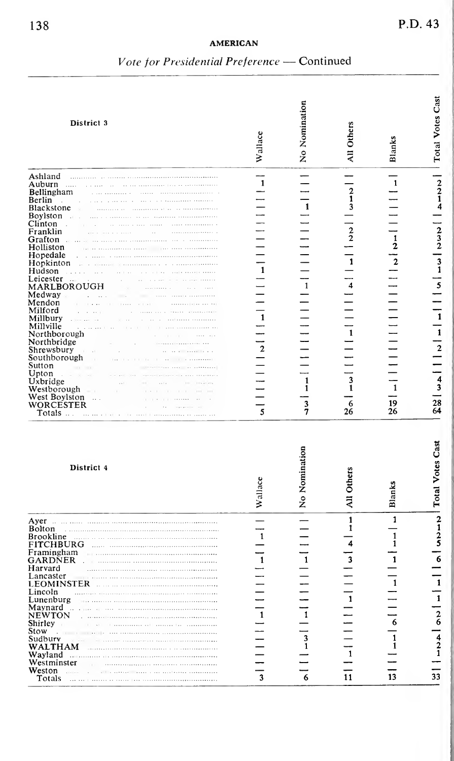**AMERICAN**

*Vote for Presidential Preference* — Continued

| District 3 | Wallace | No Nomination | All Others | Blanks | Total Votes Cast |
|---|---|---|---|---|---|
| Ashland | — | — | — | — | — |
| Auburn | 1 | — | — | 1 | 2 |
| Bellingham | — | — | 2 | — | 2 |
| Berlin | — | — | 1 | — | 1 |
| Blackstone | — | 1 | 3 | — | 4 |
| Boylston | — | — | — | — | — |
| Clinton | — | — | — | — | — |
| Franklin | — | — | 2 | — | 2 |
| Grafton | — | — | 2 | 1 | 3 |
| Holliston | — | — | — | 2 | 2 |
| Hopedale | — | — | — | — | — |
| Hopkinton | — | — | 1 | 2 | 3 |
| Hudson | 1 | — | — | — | 1 |
| Leicester | — | — | — | — | — |
| MARLBOROUGH | — | 1 | 4 | — | 5 |
| Medway | — | — | — | — | — |
| Mendon | — | — | — | — | — |
| Milford | — | — | — | — | — |
| Millbury | 1 | — | — | — | 1 |
| Millville | — | — | — | — | — |
| Northborough | — | — | 1 | — | 1 |
| Northbridge | — | — | — | — | — |
| Shrewsbury | 2 | — | — | — | 2 |
| Southborough | — | — | — | — | — |
| Sutton | — | — | — | — | — |
| Upton | — | — | — | — | — |
| Uxbridge | — | 1 | 3 | — | 4 |
| Westborough | — | 1 | 1 | 1 | 3 |
| West Boylston | — | — | — | — | — |
| WORCESTER | — | 3 | 6 | 19 | 28 |
| Totals | 5 | 7 | 26 | 26 | 64 |

| District 4 | Wallace | No Nomination | All Others | Blanks | Total Votes Cast |
|---|---|---|---|---|---|
| Ayer | — | — | 1 | 1 | 2 |
| Bolton | — | — | 1 | — | 1 |
| Brookline | 1 | — | — | 1 | 2 |
| FITCHBURG | — | — | 4 | 1 | 5 |
| Framingham | — | — | — | — | — |
| GARDNER | 1 | 1 | 3 | 1 | 6 |
| Harvard | — | — | — | — | — |
| Lancaster | — | — | — | — | — |
| LEOMINSTER | — | — | — | 1 | 1 |
| Lincoln | — | — | — | — | — |
| Lunenburg | — | — | 1 | — | 1 |
| Maynard | — | — | — | — | — |
| NEWTON | 1 | 1 | — | — | 2 |
| Shirley | — | — | — | 6 | 6 |
| Stow | — | — | — | — | — |
| Sudbury | — | 3 | — | 1 | 4 |
| WALTHAM | — | 1 | — | 1 | 2 |
| Wayland | — | — | 1 | — | 1 |
| Westminster | — | — | — | — | — |
| Weston | — | — | — | — | — |
| Totals | 3 | 6 | 11 | 13 | 33 |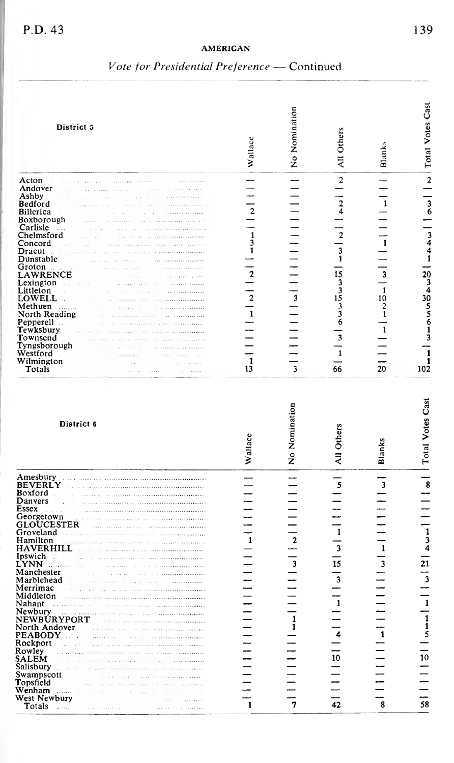## AMERICAN

*Vote for Presidential Preference — Continued*

| District 5 | Wallace | No Nomination | All Others | Blanks | Total Votes Cast |
|---|---|---|---|---|---|
| Acton | — | — | 2 | — | 2 |
| Andover | — | — | — | — | — |
| Ashby | — | — | — | — | — |
| Bedford | — | — | 2 | 1 | 3 |
| Billerica | 2 | — | 4 | — | 6 |
| Boxborough | — | — | — | — | — |
| Carlisle | — | — | — | — | — |
| Chelmsford | 1 | — | 2 | — | 3 |
| Concord | 3 | — | — | 1 | 4 |
| Dracut | 1 | — | 3 | — | 4 |
| Dunstable | — | — | 1 | — | 1 |
| Groton | — | — | — | — | — |
| LAWRENCE | 2 | — | 15 | 3 | 20 |
| Lexington | — | — | 3 | — | 3 |
| Littleton | — | — | 3 | 1 | 4 |
| LOWELL | 2 | 3 | 15 | 10 | 30 |
| Methuen | — | — | 3 | 2 | 5 |
| North Reading | 1 | — | 3 | 1 | 5 |
| Pepperell | — | — | 6 | — | 6 |
| Tewksbury | — | — | — | 1 | 1 |
| Townsend | — | — | 3 | — | 3 |
| Tyngsborough | — | — | — | — | — |
| Westford | — | — | 1 | — | 1 |
| Wilmington | 1 | — | — | — | 1 |
| Totals | 13 | 3 | 66 | 20 | 102 |

| District 6 | Wallace | No Nomination | All Others | Blanks | Total Votes Cast |
|---|---|---|---|---|---|
| Amesbury | — | — | — | — | — |
| BEVERLY | — | — | 5 | 3 | 8 |
| Boxford | — | — | — | — | — |
| Danvers | — | — | — | — | — |
| Essex | — | — | — | — | — |
| Georgetown | — | — | — | — | — |
| GLOUCESTER | — | — | — | — | — |
| Groveland | — | — | 1 | — | 1 |
| Hamilton | 1 | 2 | — | — | 3 |
| HAVERHILL | — | — | 3 | 1 | 4 |
| Ipswich | — | — | — | — | — |
| LYNN | — | 3 | 15 | 3 | 21 |
| Manchester | — | — | — | — | — |
| Marblehead | — | — | 3 | — | 3 |
| Merrimac | — | — | — | — | — |
| Middleton | — | — | — | — | — |
| Nahant | — | — | 1 | — | 1 |
| Newbury | — | — | — | — | — |
| NEWBURYPORT | — | 1 | — | — | 1 |
| North Andover | — | 1 | — | — | 1 |
| PEABODY | — | — | 4 | 1 | 5 |
| Rockport | — | — | — | — | — |
| Rowley | — | — | — | — | — |
| SALEM | — | — | 10 | — | 10 |
| Salisbury | — | — | — | — | — |
| Swampscott | — | — | — | — | — |
| Topsfield | — | — | — | — | — |
| Wenham | — | — | — | — | — |
| West Newbury | — | — | — | — | — |
| Totals | 1 | 7 | 42 | 8 | 58 |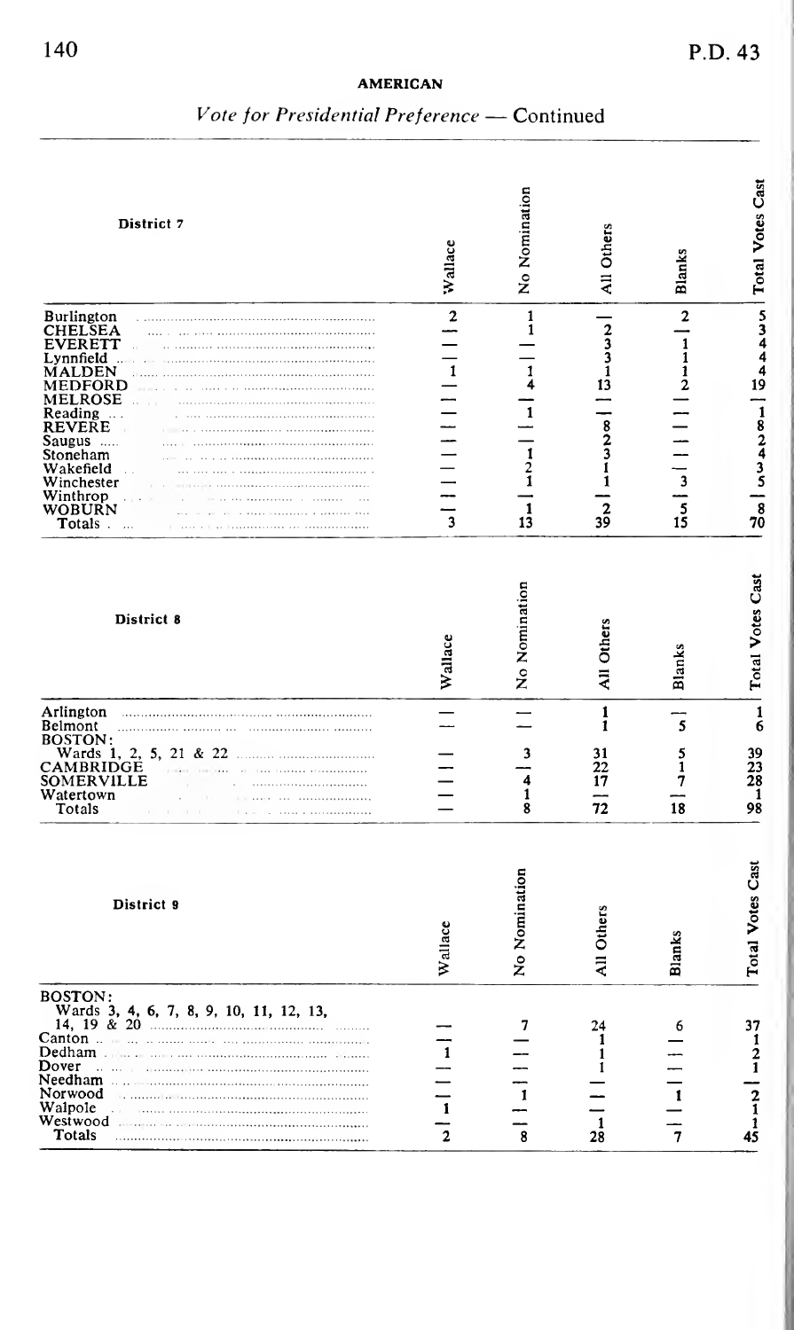**AMERICAN**

*Vote for Presidential Preference* — Continued

| District 7 | Wallace | No Nomination | All Others | Blanks | Total Votes Cast |
|---|---|---|---|---|---|
| Burlington | 2 | 1 | — | 2 | 5 |
| CHELSEA | — | 1 | 2 | — | 3 |
| EVERETT | — | — | 3 | 1 | 4 |
| Lynnfield | — | — | 3 | 1 | 4 |
| MALDEN | 1 | 1 | 1 | 1 | 4 |
| MEDFORD | — | 4 | 13 | 2 | 19 |
| MELROSE | — | — | — | — | — |
| Reading | — | 1 | — | — | 1 |
| REVERE | — | — | 8 | — | 8 |
| Saugus | — | — | 2 | — | 2 |
| Stoneham | — | 1 | 3 | — | 4 |
| Wakefield | — | 2 | 1 | — | 3 |
| Winchester | — | 1 | 1 | 3 | 5 |
| Winthrop | — | — | — | — | — |
| WOBURN | — | 1 | 2 | 5 | 8 |
| Totals | 3 | 13 | 39 | 15 | 70 |

| District 8 | Wallace | No Nomination | All Others | Blanks | Total Votes Cast |
|---|---|---|---|---|---|
| Arlington | — | — | 1 | — | 1 |
| Belmont | — | — | 1 | 5 | 6 |
| BOSTON: Wards 1, 2, 5, 21 & 22 | — | 3 | 31 | 5 | 39 |
| CAMBRIDGE | — | — | 22 | 1 | 23 |
| SOMERVILLE | — | 4 | 17 | 7 | 28 |
| Watertown | — | 1 | — | — | 1 |
| Totals | — | 8 | 72 | 18 | 98 |

| District 9 | Wallace | No Nomination | All Others | Blanks | Total Votes Cast |
|---|---|---|---|---|---|
| BOSTON: Wards 3, 4, 6, 7, 8, 9, 10, 11, 12, 13, 14, 19 & 20 | — | 7 | 24 | 6 | 37 |
| Canton | — | — | 1 | — | 1 |
| Dedham | 1 | — | 1 | — | 2 |
| Dover | — | — | 1 | — | 1 |
| Needham | — | — | — | — | — |
| Norwood | — | 1 | — | 1 | 2 |
| Walpole | 1 | — | — | — | 1 |
| Westwood | — | — | 1 | — | 1 |
| Totals | 2 | 8 | 28 | 7 | 45 |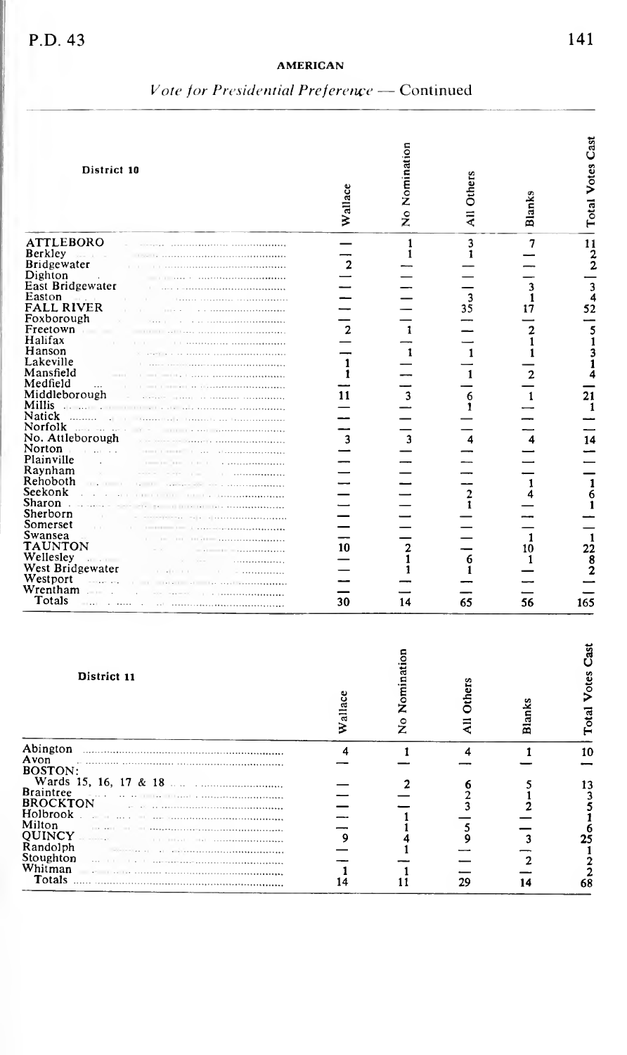**AMERICAN**

*Vote for Presidential Preference — Continued*

| District 10 | Wallace | No Nomination | All Others | Blanks | Total Votes Cast |
|---|---|---|---|---|---|
| ATTLEBORO | — | 1 | 3 | 7 | 11 |
| Berkley | — | 1 | 1 | — | 2 |
| Bridgewater | 2 | — | — | — | 2 |
| Dighton | — | — | — | — | — |
| East Bridgewater | — | — | — | 3 | 3 |
| Easton | — | — | 3 | 1 | 4 |
| FALL RIVER | — | — | 35 | 17 | 52 |
| Foxborough | — | — | — | — | — |
| Freetown | 2 | 1 | — | 2 | 5 |
| Halifax | — | — | — | 1 | 1 |
| Hanson | — | 1 | 1 | 1 | 3 |
| Lakeville | 1 | — | — | — | 1 |
| Mansfield | 1 | — | 1 | 2 | 4 |
| Medfield | — | — | — | — | — |
| Middleborough | 11 | 3 | 6 | 1 | 21 |
| Millis | — | — | 1 | — | 1 |
| Natick | — | — | — | — | — |
| Norfolk | — | — | — | — | — |
| No. Attleborough | 3 | 3 | 4 | 4 | 14 |
| Norton | — | — | — | — | — |
| Plainville | — | — | — | — | — |
| Raynham | — | — | — | — | — |
| Rehoboth | — | — | — | — | — |
| Seekonk | — | — | — | 1 | 1 |
| Sharon | — | — | 2 | 4 | 6 |
| Sherborn | — | — | 1 | — | 1 |
| Somerset | — | — | — | — | — |
| Swansea | — | — | — | — | — |
| TAUNTON | — | — | — | 1 | 1 |
| Wellesley | 10 | 2 | — | 10 | 22 |
| West Bridgewater | — | 1 | 6 | 1 | 8 |
| Westport | — | 1 | 1 | — | 2 |
| Wrentham | — | — | — | — | — |
| Totals | 30 | 14 | 65 | 56 | 165 |

| District 11 | Wallace | No Nomination | All Others | Blanks | Total Votes Cast |
|---|---|---|---|---|---|
| Abington | 4 | 1 | 4 | 1 | 10 |
| Avon | — | — | — | — | — |
| BOSTON: | | | | | |
| Wards 15, 16, 17 & 18 | — | 2 | 6 | 5 | 13 |
| Braintree | — | — | 2 | 1 | 3 |
| BROCKTON | — | — | 3 | 2 | 5 |
| Holbrook | — | 1 | — | — | 1 |
| Milton | — | 1 | 5 | — | 6 |
| QUINCY | 9 | 4 | 9 | 3 | 25 |
| Randolph | — | 1 | — | — | 1 |
| Stoughton | — | — | — | 2 | 2 |
| Whitman | 1 | 1 | — | — | 2 |
| Totals | 14 | 11 | 29 | 14 | 68 |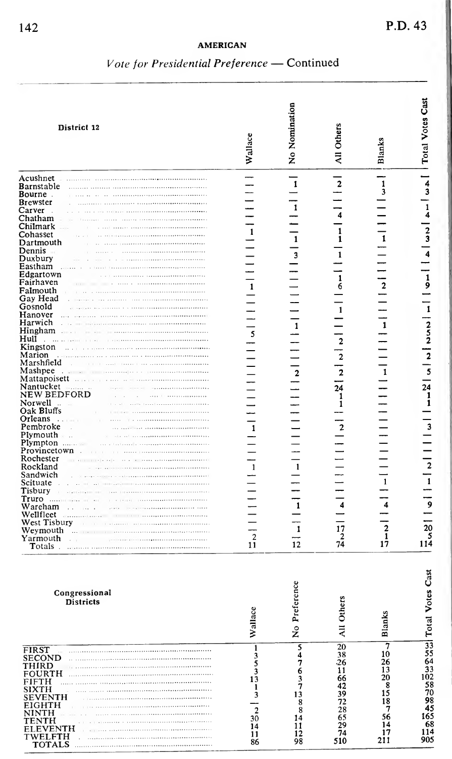**AMERICAN**

*Vote for Presidential Preference* — Continued

| District 12 | Wallace | No Nomination | All Others | Blanks | Total Votes Cast |
|---|---|---|---|---|---|
| Acushnet | — | 1 | 2 | 1 | 4 |
| Barnstable | — | — | — | 3 | 3 |
| Bourne | — | — | — | — | — |
| Brewster | — | — | — | — | — |
| Carver | — | 1 | — | — | 1 |
| Chatham | — | — | 4 | — | 4 |
| Chilmark | — | — | — | — | — |
| Cohasset | 1 | — | 1 | — | 2 |
| Dartmouth | — | 1 | 1 | 1 | 3 |
| Dennis | — | — | — | — | — |
| Duxbury | — | 3 | 1 | — | 4 |
| Eastham | — | — | — | — | — |
| Edgartown | — | — | — | — | — |
| Fairhaven | — | — | 1 | — | 1 |
| Falmouth | 1 | — | 6 | 2 | 9 |
| Gay Head | — | — | — | — | — |
| Gosnold | — | — | — | — | — |
| Hanover | — | — | 1 | — | 1 |
| Harwich | — | 1 | — | 1 | 2 |
| Hingham | 5 | — | — | — | 5 |
| Hull | — | — | 2 | — | 2 |
| Kingston | — | — | — | — | — |
| Marion | — | — | 2 | — | 2 |
| Marshfield | — | — | — | — | — |
| Mashpee | — | 2 | 2 | 1 | 5 |
| Mattapoisett | — | — | — | — | — |
| Nantucket | — | — | — | — | — |
| NEW BEDFORD | — | — | 24 | — | 24 |
| Norwell | — | — | 1 | — | 1 |
| Oak Bluffs | — | — | 1 | — | 1 |
| Orleans | — | — | — | — | — |
| Pembroke | 1 | — | 2 | — | 3 |
| Plymouth | — | — | — | — | — |
| Plympton | — | — | — | — | — |
| Provincetown | — | — | — | — | — |
| Rochester | — | — | — | — | — |
| Rockland | 1 | 1 | — | — | 2 |
| Sandwich | — | — | — | — | — |
| Scituate | — | — | — | 1 | 1 |
| Tisbury | — | — | — | — | — |
| Truro | — | — | — | — | — |
| Wareham | — | 1 | 4 | 4 | 9 |
| Wellfleet | — | — | — | — | — |
| West Tisbury | — | — | — | — | — |
| Weymouth | — | 1 | 17 | 2 | 20 |
| Yarmouth | 2 | — | 2 | 1 | 5 |
| Totals | 11 | 12 | 74 | 17 | 114 |

| Congressional Districts | Wallace | No Preference | All Others | Blanks | Total Votes Cast |
|---|---|---|---|---|---|
| FIRST | 1 | 5 | 20 | 7 | 33 |
| SECOND | 3 | 4 | 38 | 10 | 55 |
| THIRD | 5 | 7 | 26 | 26 | 64 |
| FOURTH | 3 | 6 | 11 | 13 | 33 |
| FIFTH | 13 | 3 | 66 | 20 | 102 |
| SIXTH | 1 | 7 | 42 | 8 | 58 |
| SEVENTH | 3 | 13 | 39 | 15 | 70 |
| EIGHTH | — | 8 | 72 | 18 | 98 |
| NINTH | 2 | 8 | 28 | 7 | 45 |
| TENTH | 30 | 14 | 65 | 56 | 165 |
| ELEVENTH | 14 | 11 | 29 | 14 | 68 |
| TWELFTH | 11 | 12 | 74 | 17 | 114 |
| TOTALS | 86 | 98 | 510 | 211 | 905 |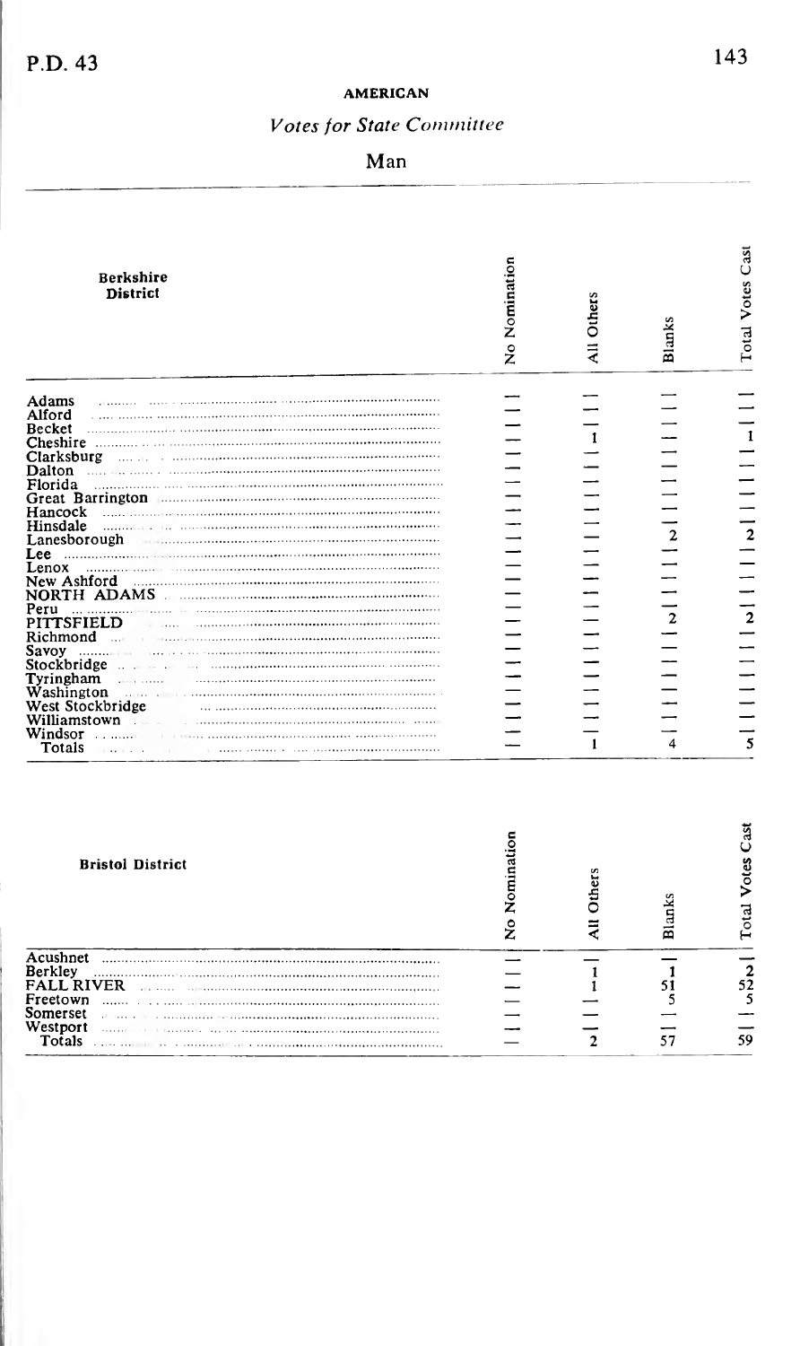## AMERICAN

### *Votes for State Committee*

### Man

| Berkshire District | No Nomination | All Others | Blanks | Total Votes Cast |
|---|---|---|---|---|
| Adams | — | — | — | — |
| Alford | — | — | — | — |
| Becket | — | — | — | — |
| Cheshire | — | 1 | — | 1 |
| Clarksburg | — | — | — | — |
| Dalton | — | — | — | — |
| Florida | — | — | — | — |
| Great Barrington | — | — | — | — |
| Hancock | — | — | — | — |
| Hinsdale | — | — | — | — |
| Lanesborough | — | — | 2 | 2 |
| Lee | — | — | — | — |
| Lenox | — | — | — | — |
| New Ashford | — | — | — | — |
| NORTH ADAMS | — | — | — | — |
| Peru | — | — | — | — |
| PITTSFIELD | — | — | 2 | 2 |
| Richmond | — | — | — | — |
| Savoy | — | — | — | — |
| Stockbridge | — | — | — | — |
| Tyringham | — | — | — | — |
| Washington | — | — | — | — |
| West Stockbridge | — | — | — | — |
| Williamstown | — | — | — | — |
| Windsor | — | — | — | — |
| Totals | — | 1 | 4 | 5 |

| Bristol District | No Nomination | All Others | Blanks | Total Votes Cast |
|---|---|---|---|---|
| Acushnet | — | — | — | — |
| Berkley | — | 1 | 1 | 2 |
| FALL RIVER | — | 1 | 51 | 52 |
| Freetown | — | — | 5 | 5 |
| Somerset | — | — | — | — |
| Westport | — | — | — | — |
| Totals | — | 2 | 57 | 59 |